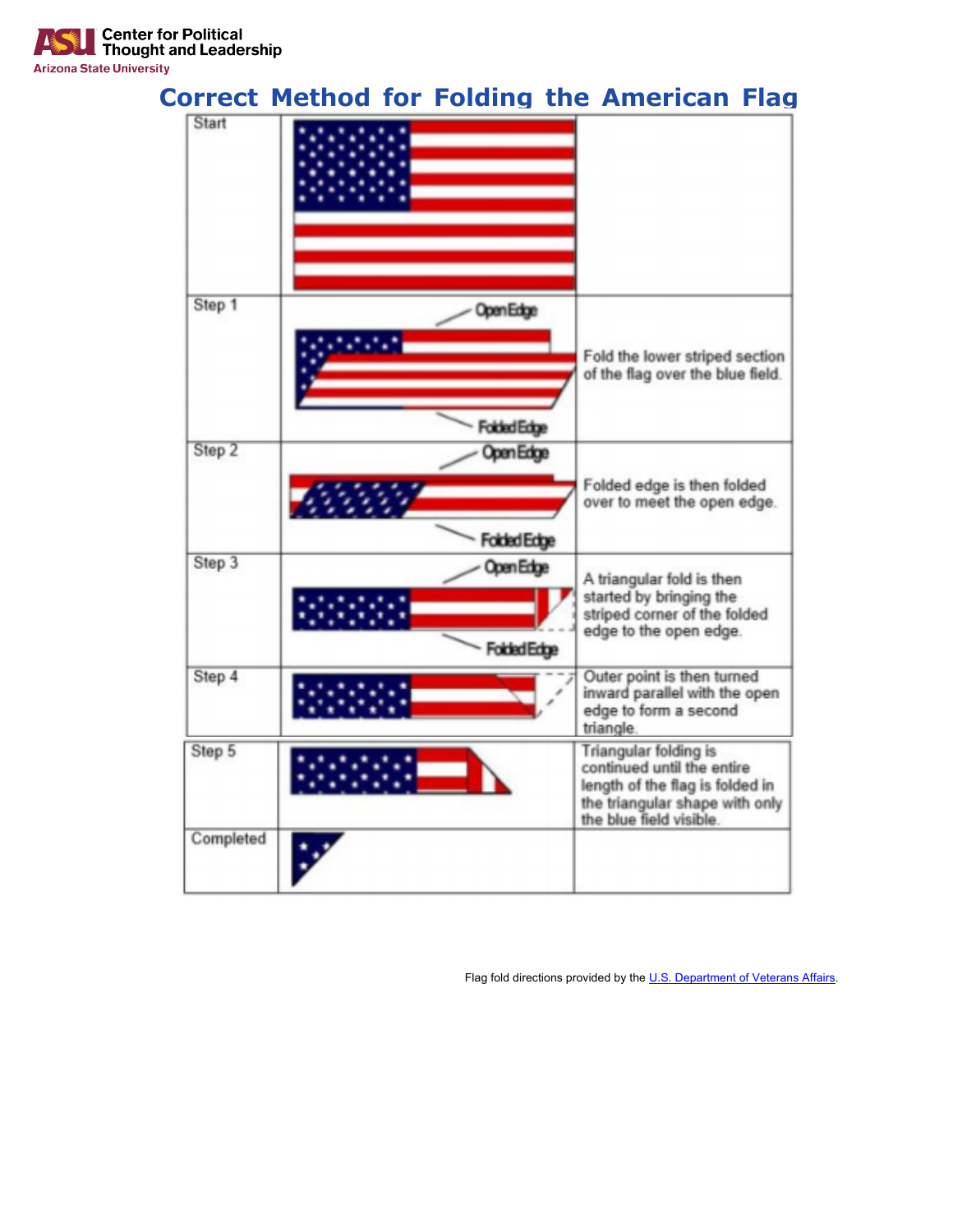Center for Political Thought and Leadership
Arizona State University

# Correct Method for Folding the American Flag

| Step | Illustration | Instructions |
|---|---|---|
| Start | | |
| Step 1 | Open Edge / Folded Edge | Fold the lower striped section of the flag over the blue field. |
| Step 2 | Open Edge / Folded Edge | Folded edge is then folded over to meet the open edge. |
| Step 3 | Open Edge / Folded Edge | A triangular fold is then started by bringing the striped corner of the folded edge to the open edge. |
| Step 4 | | Outer point is then turned inward parallel with the open edge to form a second triangle. |
| Step 5 | | Triangular folding is continued until the entire length of the flag is folded in the triangular shape with only the blue field visible. |
| Completed | | |

Flag fold directions provided by the [U.S. Department of Veterans Affairs](#).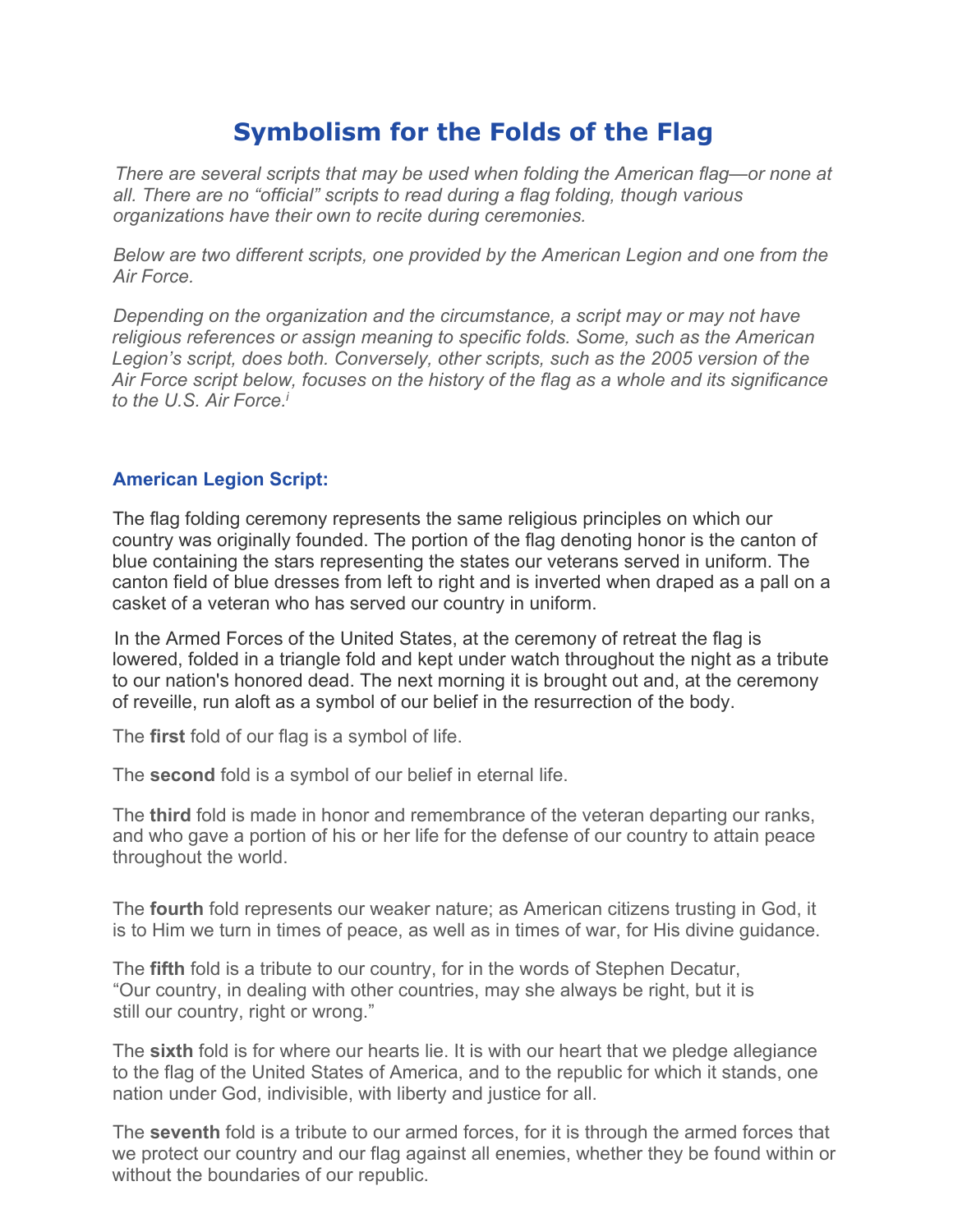# Symbolism for the Folds of the Flag

*There are several scripts that may be used when folding the American flag—or none at all. There are no "official" scripts to read during a flag folding, though various organizations have their own to recite during ceremonies.*

*Below are two different scripts, one provided by the American Legion and one from the Air Force.*

*Depending on the organization and the circumstance, a script may or may not have religious references or assign meaning to specific folds. Some, such as the American Legion's script, does both. Conversely, other scripts, such as the 2005 version of the Air Force script below, focuses on the history of the flag as a whole and its significance to the U.S. Air Force.*[i]

### American Legion Script:

The flag folding ceremony represents the same religious principles on which our country was originally founded. The portion of the flag denoting honor is the canton of blue containing the stars representing the states our veterans served in uniform. The canton field of blue dresses from left to right and is inverted when draped as a pall on a casket of a veteran who has served our country in uniform.

In the Armed Forces of the United States, at the ceremony of retreat the flag is lowered, folded in a triangle fold and kept under watch throughout the night as a tribute to our nation's honored dead. The next morning it is brought out and, at the ceremony of reveille, run aloft as a symbol of our belief in the resurrection of the body.

The **first** fold of our flag is a symbol of life.

The **second** fold is a symbol of our belief in eternal life.

The **third** fold is made in honor and remembrance of the veteran departing our ranks, and who gave a portion of his or her life for the defense of our country to attain peace throughout the world.

The **fourth** fold represents our weaker nature; as American citizens trusting in God, it is to Him we turn in times of peace, as well as in times of war, for His divine guidance.

The **fifth** fold is a tribute to our country, for in the words of Stephen Decatur, "Our country, in dealing with other countries, may she always be right, but it is still our country, right or wrong."

The **sixth** fold is for where our hearts lie. It is with our heart that we pledge allegiance to the flag of the United States of America, and to the republic for which it stands, one nation under God, indivisible, with liberty and justice for all.

The **seventh** fold is a tribute to our armed forces, for it is through the armed forces that we protect our country and our flag against all enemies, whether they be found within or without the boundaries of our republic.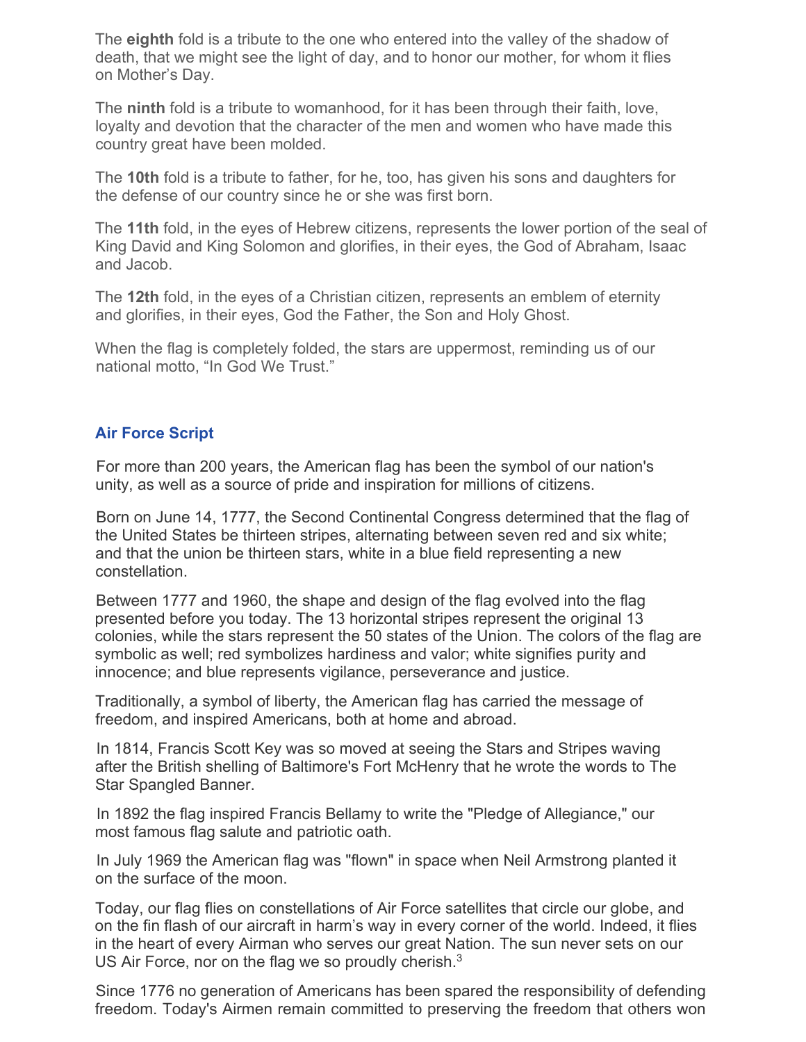The **eighth** fold is a tribute to the one who entered into the valley of the shadow of death, that we might see the light of day, and to honor our mother, for whom it flies on Mother's Day.

The **ninth** fold is a tribute to womanhood, for it has been through their faith, love, loyalty and devotion that the character of the men and women who have made this country great have been molded.

The **10th** fold is a tribute to father, for he, too, has given his sons and daughters for the defense of our country since he or she was first born.

The **11th** fold, in the eyes of Hebrew citizens, represents the lower portion of the seal of King David and King Solomon and glorifies, in their eyes, the God of Abraham, Isaac and Jacob.

The **12th** fold, in the eyes of a Christian citizen, represents an emblem of eternity and glorifies, in their eyes, God the Father, the Son and Holy Ghost.

When the flag is completely folded, the stars are uppermost, reminding us of our national motto, "In God We Trust."

## Air Force Script

For more than 200 years, the American flag has been the symbol of our nation's unity, as well as a source of pride and inspiration for millions of citizens.

Born on June 14, 1777, the Second Continental Congress determined that the flag of the United States be thirteen stripes, alternating between seven red and six white; and that the union be thirteen stars, white in a blue field representing a new constellation.

Between 1777 and 1960, the shape and design of the flag evolved into the flag presented before you today. The 13 horizontal stripes represent the original 13 colonies, while the stars represent the 50 states of the Union. The colors of the flag are symbolic as well; red symbolizes hardiness and valor; white signifies purity and innocence; and blue represents vigilance, perseverance and justice.

Traditionally, a symbol of liberty, the American flag has carried the message of freedom, and inspired Americans, both at home and abroad.

In 1814, Francis Scott Key was so moved at seeing the Stars and Stripes waving after the British shelling of Baltimore's Fort McHenry that he wrote the words to The Star Spangled Banner.

In 1892 the flag inspired Francis Bellamy to write the "Pledge of Allegiance," our most famous flag salute and patriotic oath.

In July 1969 the American flag was "flown" in space when Neil Armstrong planted it on the surface of the moon.

Today, our flag flies on constellations of Air Force satellites that circle our globe, and on the fin flash of our aircraft in harm's way in every corner of the world. Indeed, it flies in the heart of every Airman who serves our great Nation. The sun never sets on our US Air Force, nor on the flag we so proudly cherish.[3]

Since 1776 no generation of Americans has been spared the responsibility of defending freedom. Today's Airmen remain committed to preserving the freedom that others won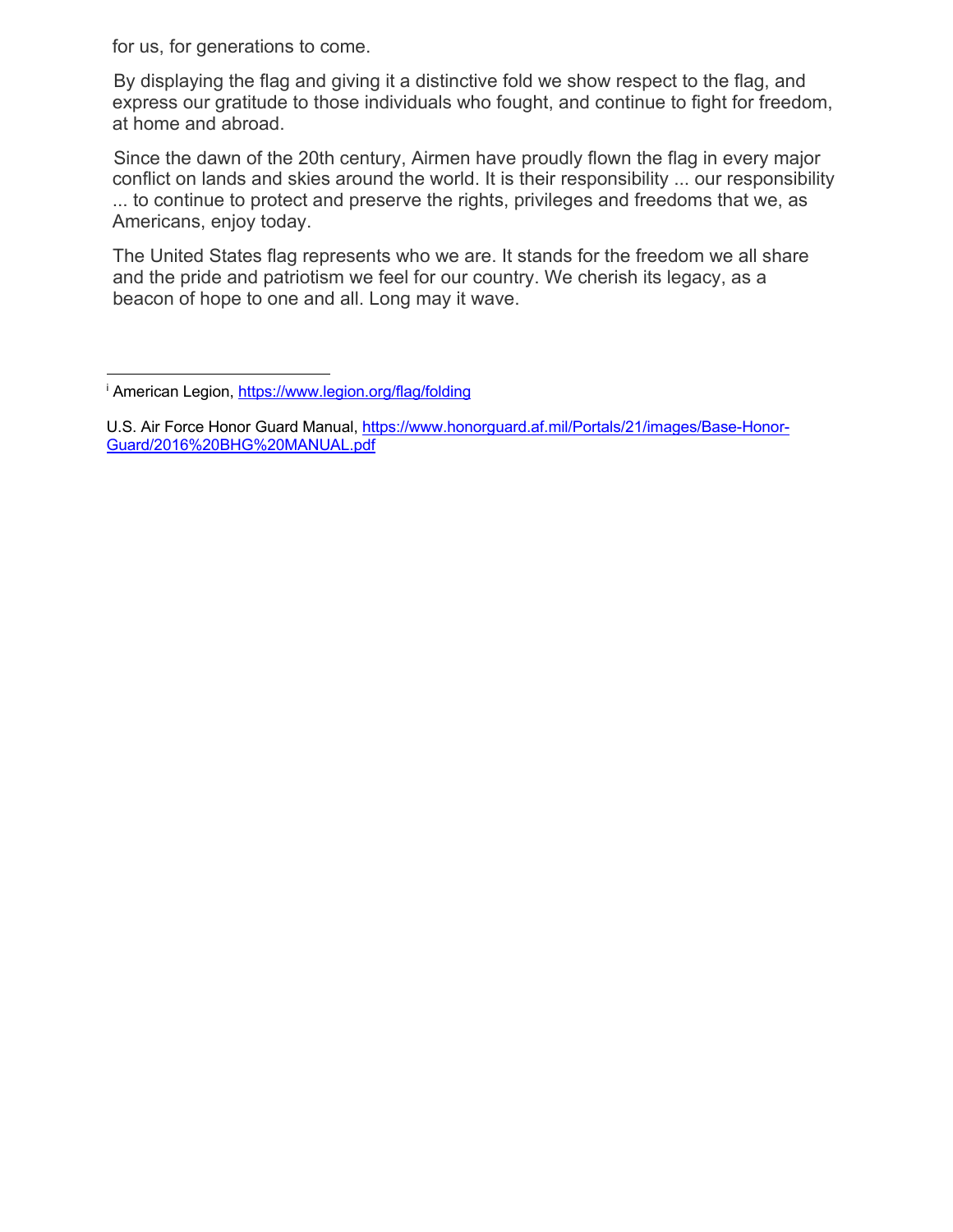for us, for generations to come.

By displaying the flag and giving it a distinctive fold we show respect to the flag, and express our gratitude to those individuals who fought, and continue to fight for freedom, at home and abroad.

Since the dawn of the 20th century, Airmen have proudly flown the flag in every major conflict on lands and skies around the world. It is their responsibility ... our responsibility ... to continue to protect and preserve the rights, privileges and freedoms that we, as Americans, enjoy today.

The United States flag represents who we are. It stands for the freedom we all share and the pride and patriotism we feel for our country. We cherish its legacy, as a beacon of hope to one and all. Long may it wave.

---

[i] American Legion, https://www.legion.org/flag/folding

U.S. Air Force Honor Guard Manual, https://www.honorguard.af.mil/Portals/21/images/Base-Honor-Guard/2016%20BHG%20MANUAL.pdf